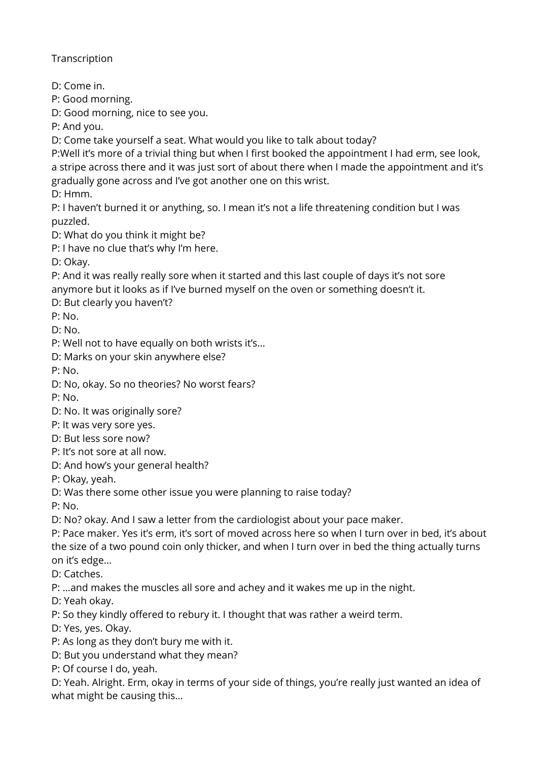Transcription

D: Come in.
P: Good morning.
D: Good morning, nice to see you.
P: And you.
D: Come take yourself a seat. What would you like to talk about today?
P:Well it's more of a trivial thing but when I first booked the appointment I had erm, see look, a stripe across there and it was just sort of about there when I made the appointment and it's gradually gone across and I've got another one on this wrist.
D: Hmm.
P: I haven't burned it or anything, so. I mean it's not a life threatening condition but I was puzzled.
D: What do you think it might be?
P: I have no clue that's why I'm here.
D: Okay.
P: And it was really really sore when it started and this last couple of days it's not sore anymore but it looks as if I've burned myself on the oven or something doesn't it.
D: But clearly you haven't?
P: No.
D: No.
P: Well not to have equally on both wrists it's…
D: Marks on your skin anywhere else?
P: No.
D: No, okay. So no theories? No worst fears?
P: No.
D: No. It was originally sore?
P: It was very sore yes.
D: But less sore now?
P: It's not sore at all now.
D: And how's your general health?
P: Okay, yeah.
D: Was there some other issue you were planning to raise today?
P: No.
D: No? okay. And I saw a letter from the cardiologist about your pace maker.
P: Pace maker. Yes it's erm, it's sort of moved across here so when I turn over in bed, it's about the size of a two pound coin only thicker, and when I turn over in bed the thing actually turns on it's edge…
D: Catches.
P: …and makes the muscles all sore and achey and it wakes me up in the night.
D: Yeah okay.
P: So they kindly offered to rebury it. I thought that was rather a weird term.
D: Yes, yes. Okay.
P: As long as they don't bury me with it.
D: But you understand what they mean?
P: Of course I do, yeah.
D: Yeah. Alright. Erm, okay in terms of your side of things, you're really just wanted an idea of what might be causing this…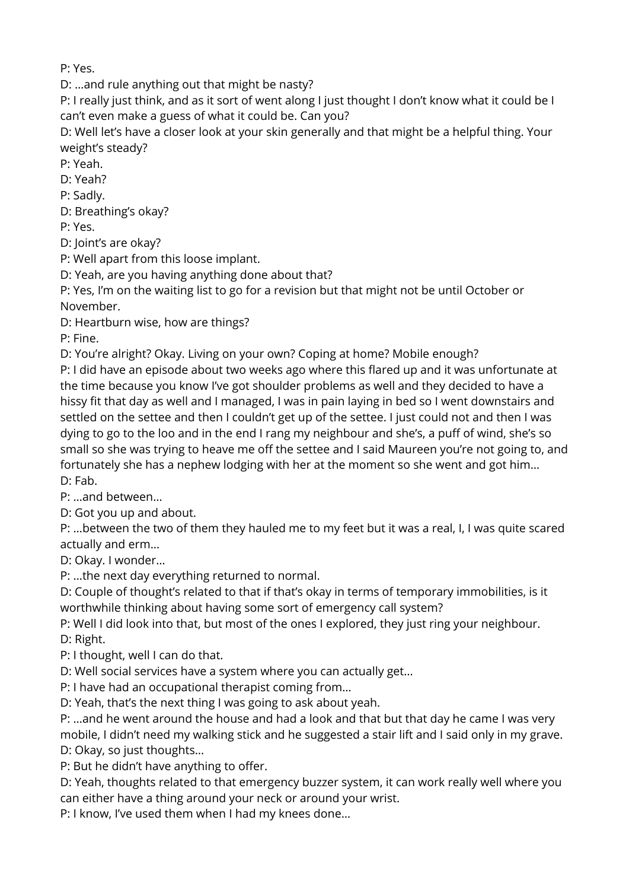P: Yes.

D: …and rule anything out that might be nasty?

P: I really just think, and as it sort of went along I just thought I don't know what it could be I can't even make a guess of what it could be. Can you?

D: Well let's have a closer look at your skin generally and that might be a helpful thing. Your weight's steady?

P: Yeah.

D: Yeah?

P: Sadly.

D: Breathing's okay?

P: Yes.

D: Joint's are okay?

P: Well apart from this loose implant.

D: Yeah, are you having anything done about that?

P: Yes, I'm on the waiting list to go for a revision but that might not be until October or November.

D: Heartburn wise, how are things?

P: Fine.

D: You're alright? Okay. Living on your own? Coping at home? Mobile enough?

P: I did have an episode about two weeks ago where this flared up and it was unfortunate at the time because you know I've got shoulder problems as well and they decided to have a hissy fit that day as well and I managed, I was in pain laying in bed so I went downstairs and settled on the settee and then I couldn't get up of the settee. I just could not and then I was dying to go to the loo and in the end I rang my neighbour and she's, a puff of wind, she's so small so she was trying to heave me off the settee and I said Maureen you're not going to, and fortunately she has a nephew lodging with her at the moment so she went and got him…

D: Fab.

P: …and between…

D: Got you up and about.

P: …between the two of them they hauled me to my feet but it was a real, I, I was quite scared actually and erm…

D: Okay. I wonder…

P: …the next day everything returned to normal.

D: Couple of thought's related to that if that's okay in terms of temporary immobilities, is it worthwhile thinking about having some sort of emergency call system?

P: Well I did look into that, but most of the ones I explored, they just ring your neighbour.

D: Right.

P: I thought, well I can do that.

D: Well social services have a system where you can actually get…

P: I have had an occupational therapist coming from…

D: Yeah, that's the next thing I was going to ask about yeah.

P: …and he went around the house and had a look and that but that day he came I was very mobile, I didn't need my walking stick and he suggested a stair lift and I said only in my grave.

D: Okay, so just thoughts…

P: But he didn't have anything to offer.

D: Yeah, thoughts related to that emergency buzzer system, it can work really well where you can either have a thing around your neck or around your wrist.

P: I know, I've used them when I had my knees done…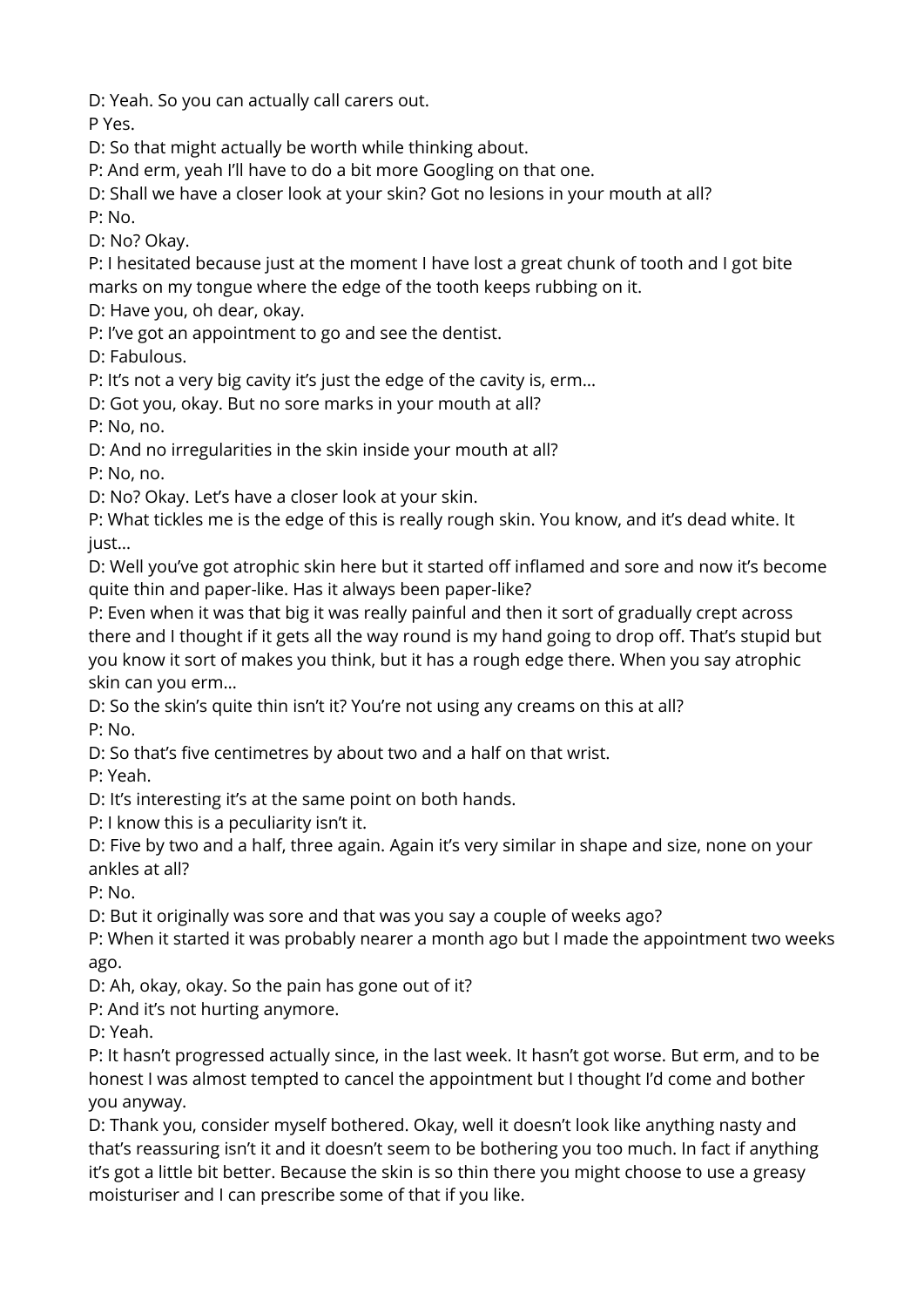D: Yeah. So you can actually call carers out.

P Yes.

D: So that might actually be worth while thinking about.

P: And erm, yeah I'll have to do a bit more Googling on that one.

D: Shall we have a closer look at your skin? Got no lesions in your mouth at all?

P: No.

D: No? Okay.

P: I hesitated because just at the moment I have lost a great chunk of tooth and I got bite marks on my tongue where the edge of the tooth keeps rubbing on it.

D: Have you, oh dear, okay.

P: I've got an appointment to go and see the dentist.

D: Fabulous.

P: It's not a very big cavity it's just the edge of the cavity is, erm…

D: Got you, okay. But no sore marks in your mouth at all?

P: No, no.

D: And no irregularities in the skin inside your mouth at all?

P: No, no.

D: No? Okay. Let's have a closer look at your skin.

P: What tickles me is the edge of this is really rough skin. You know, and it's dead white. It just…

D: Well you've got atrophic skin here but it started off inflamed and sore and now it's become quite thin and paper-like. Has it always been paper-like?

P: Even when it was that big it was really painful and then it sort of gradually crept across there and I thought if it gets all the way round is my hand going to drop off. That's stupid but you know it sort of makes you think, but it has a rough edge there. When you say atrophic skin can you erm…

D: So the skin's quite thin isn't it? You're not using any creams on this at all?

P: No.

D: So that's five centimetres by about two and a half on that wrist.

P: Yeah.

D: It's interesting it's at the same point on both hands.

P: I know this is a peculiarity isn't it.

D: Five by two and a half, three again. Again it's very similar in shape and size, none on your ankles at all?

P: No.

D: But it originally was sore and that was you say a couple of weeks ago?

P: When it started it was probably nearer a month ago but I made the appointment two weeks ago.

D: Ah, okay, okay. So the pain has gone out of it?

P: And it's not hurting anymore.

D: Yeah.

P: It hasn't progressed actually since, in the last week. It hasn't got worse. But erm, and to be honest I was almost tempted to cancel the appointment but I thought I'd come and bother you anyway.

D: Thank you, consider myself bothered. Okay, well it doesn't look like anything nasty and that's reassuring isn't it and it doesn't seem to be bothering you too much. In fact if anything it's got a little bit better. Because the skin is so thin there you might choose to use a greasy moisturiser and I can prescribe some of that if you like.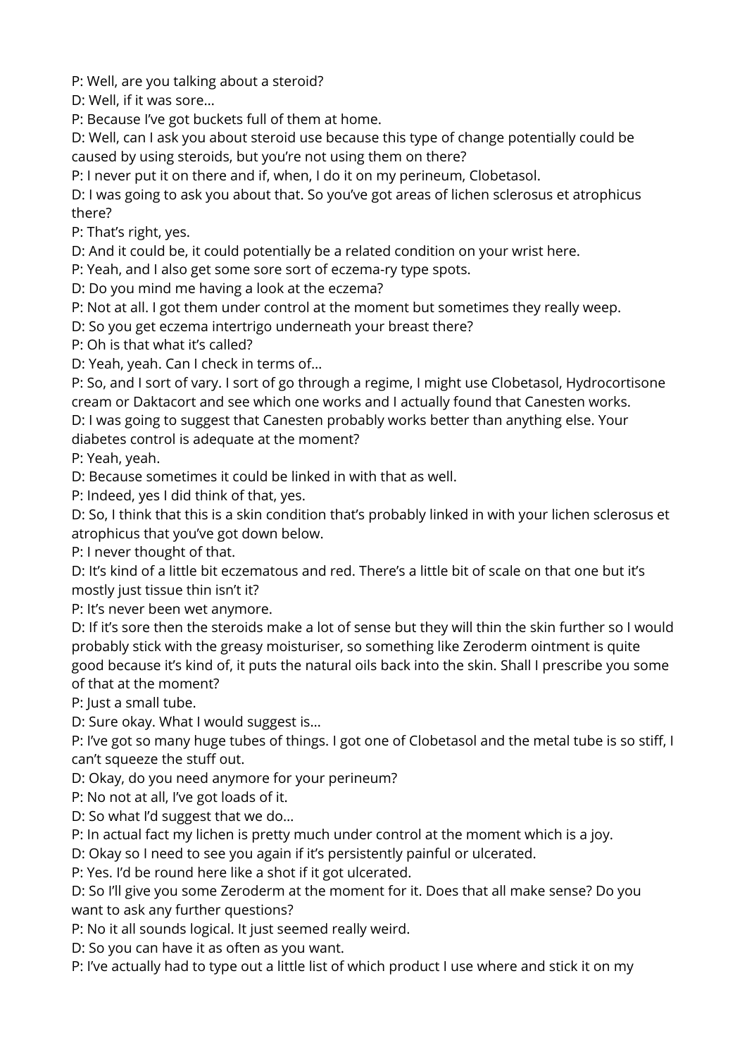P: Well, are you talking about a steroid?

D: Well, if it was sore…

P: Because I've got buckets full of them at home.

D: Well, can I ask you about steroid use because this type of change potentially could be caused by using steroids, but you're not using them on there?

P: I never put it on there and if, when, I do it on my perineum, Clobetasol.

D: I was going to ask you about that. So you've got areas of lichen sclerosus et atrophicus there?

P: That's right, yes.

D: And it could be, it could potentially be a related condition on your wrist here.

P: Yeah, and I also get some sore sort of eczema-ry type spots.

D: Do you mind me having a look at the eczema?

P: Not at all. I got them under control at the moment but sometimes they really weep.

D: So you get eczema intertrigo underneath your breast there?

P: Oh is that what it's called?

D: Yeah, yeah. Can I check in terms of…

P: So, and I sort of vary. I sort of go through a regime, I might use Clobetasol, Hydrocortisone cream or Daktacort and see which one works and I actually found that Canesten works.

D: I was going to suggest that Canesten probably works better than anything else. Your diabetes control is adequate at the moment?

P: Yeah, yeah.

D: Because sometimes it could be linked in with that as well.

P: Indeed, yes I did think of that, yes.

D: So, I think that this is a skin condition that's probably linked in with your lichen sclerosus et atrophicus that you've got down below.

P: I never thought of that.

D: It's kind of a little bit eczematous and red. There's a little bit of scale on that one but it's mostly just tissue thin isn't it?

P: It's never been wet anymore.

D: If it's sore then the steroids make a lot of sense but they will thin the skin further so I would probably stick with the greasy moisturiser, so something like Zeroderm ointment is quite good because it's kind of, it puts the natural oils back into the skin. Shall I prescribe you some of that at the moment?

P: Just a small tube.

D: Sure okay. What I would suggest is…

P: I've got so many huge tubes of things. I got one of Clobetasol and the metal tube is so stiff, I can't squeeze the stuff out.

D: Okay, do you need anymore for your perineum?

P: No not at all, I've got loads of it.

D: So what I'd suggest that we do…

P: In actual fact my lichen is pretty much under control at the moment which is a joy.

D: Okay so I need to see you again if it's persistently painful or ulcerated.

P: Yes. I'd be round here like a shot if it got ulcerated.

D: So I'll give you some Zeroderm at the moment for it. Does that all make sense? Do you want to ask any further questions?

P: No it all sounds logical. It just seemed really weird.

D: So you can have it as often as you want.

P: I've actually had to type out a little list of which product I use where and stick it on my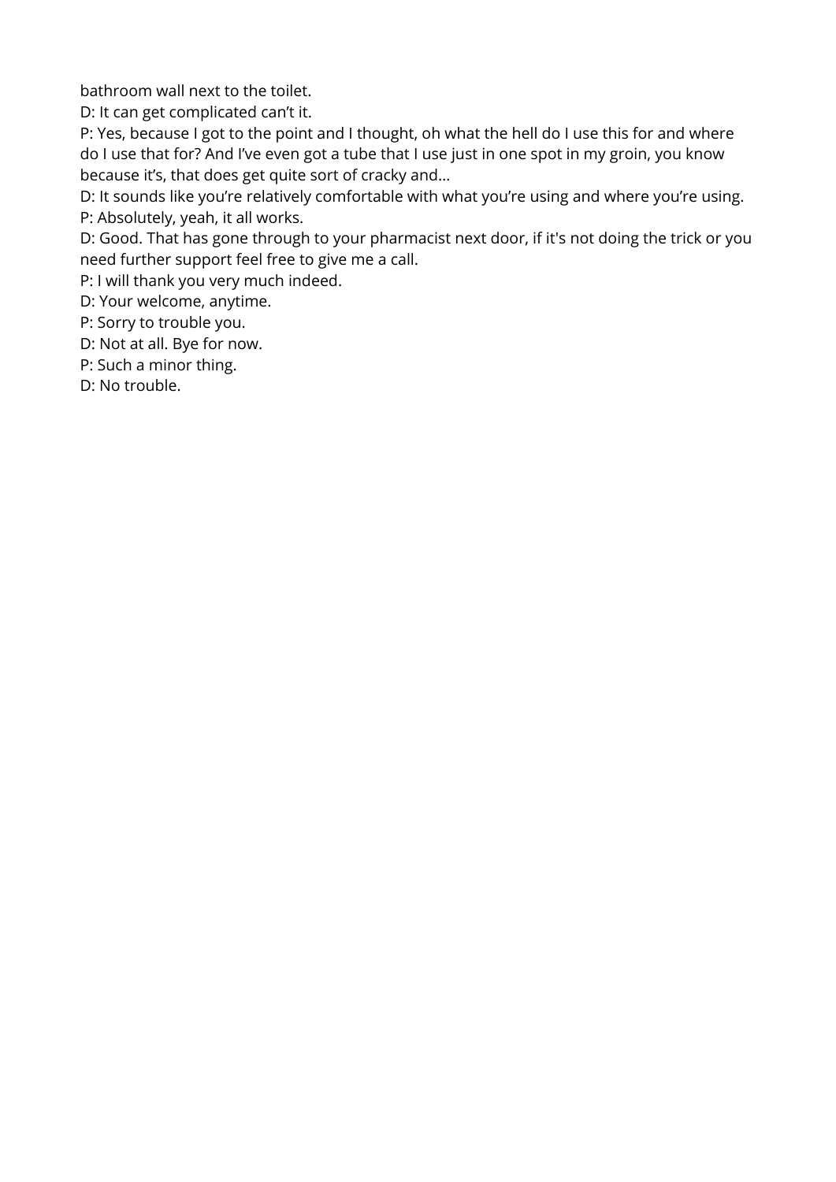bathroom wall next to the toilet.

D: It can get complicated can't it.

P: Yes, because I got to the point and I thought, oh what the hell do I use this for and where do I use that for? And I've even got a tube that I use just in one spot in my groin, you know because it's, that does get quite sort of cracky and...

D: It sounds like you're relatively comfortable with what you're using and where you're using.

P: Absolutely, yeah, it all works.

D: Good. That has gone through to your pharmacist next door, if it's not doing the trick or you need further support feel free to give me a call.

P: I will thank you very much indeed.

D: Your welcome, anytime.

P: Sorry to trouble you.

D: Not at all. Bye for now.

P: Such a minor thing.

D: No trouble.